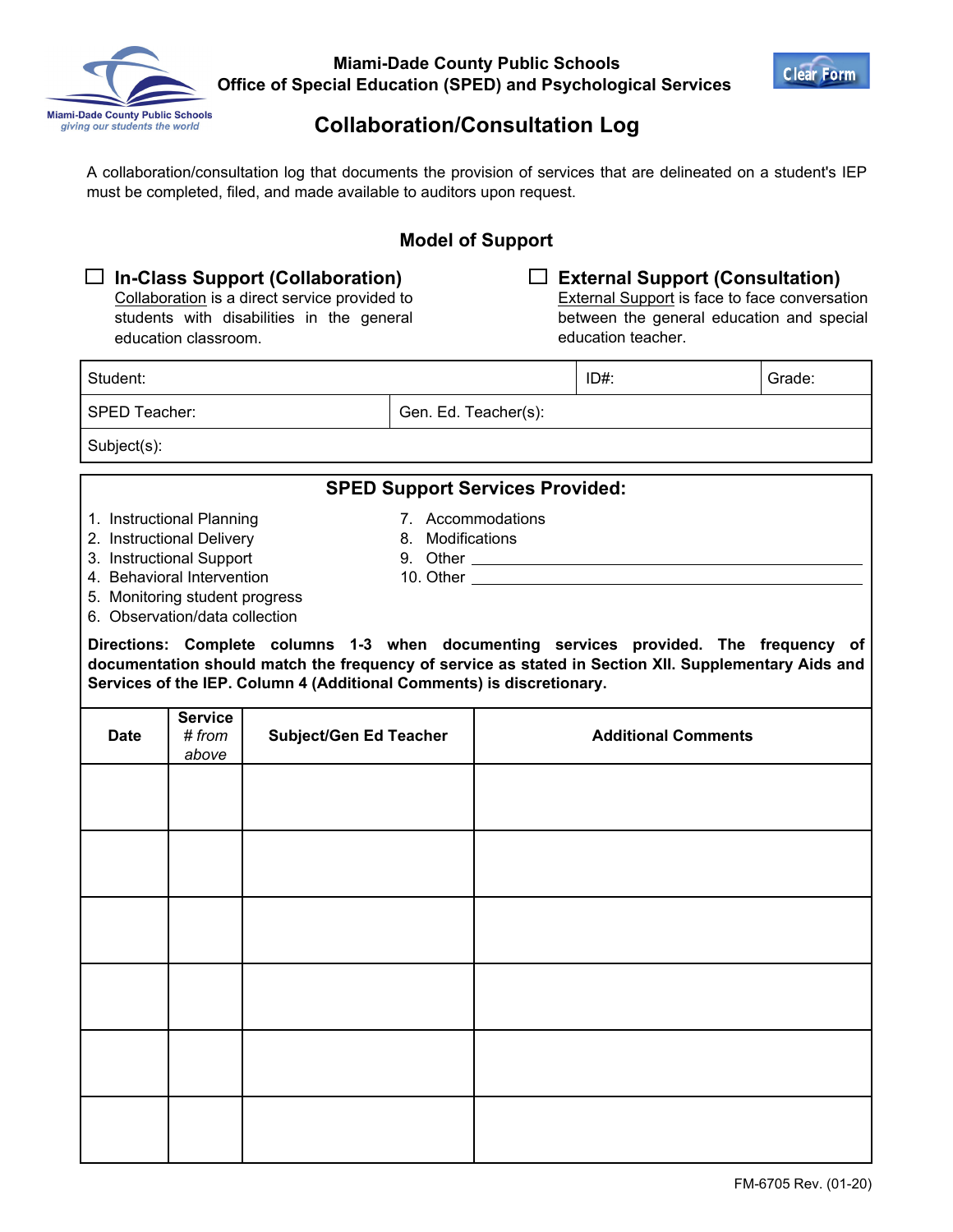Miami-Dade County Public Schools
giving our students the world

**Miami-Dade County Public Schools**
**Office of Special Education (SPED) and Psychological Services**

Clear Form

# Collaboration/Consultation Log

A collaboration/consultation log that documents the provision of services that are delineated on a student's IEP must be completed, filed, and made available to auditors upon request.

## Model of Support

☐ **In-Class Support (Collaboration)**
Collaboration is a direct service provided to students with disabilities in the general education classroom.

☐ **External Support (Consultation)**
External Support is face to face conversation between the general education and special education teacher.

| Student: | | ID#: | Grade: |
|---|---|---|---|
| SPED Teacher: | Gen. Ed. Teacher(s): | | |
| Subject(s): | | | |

### SPED Support Services Provided:

1. Instructional Planning
2. Instructional Delivery
3. Instructional Support
4. Behavioral Intervention
5. Monitoring student progress
6. Observation/data collection
7. Accommodations
8. Modifications
9. Other ______________________________
10. Other ______________________________

**Directions: Complete columns 1-3 when documenting services provided. The frequency of documentation should match the frequency of service as stated in Section XII. Supplementary Aids and Services of the IEP. Column 4 (Additional Comments) is discretionary.**

| Date | Service *# from above* | Subject/Gen Ed Teacher | Additional Comments |
|---|---|---|---|
| | | | |
| | | | |
| | | | |
| | | | |
| | | | |
| | | | |

FM-6705 Rev. (01-20)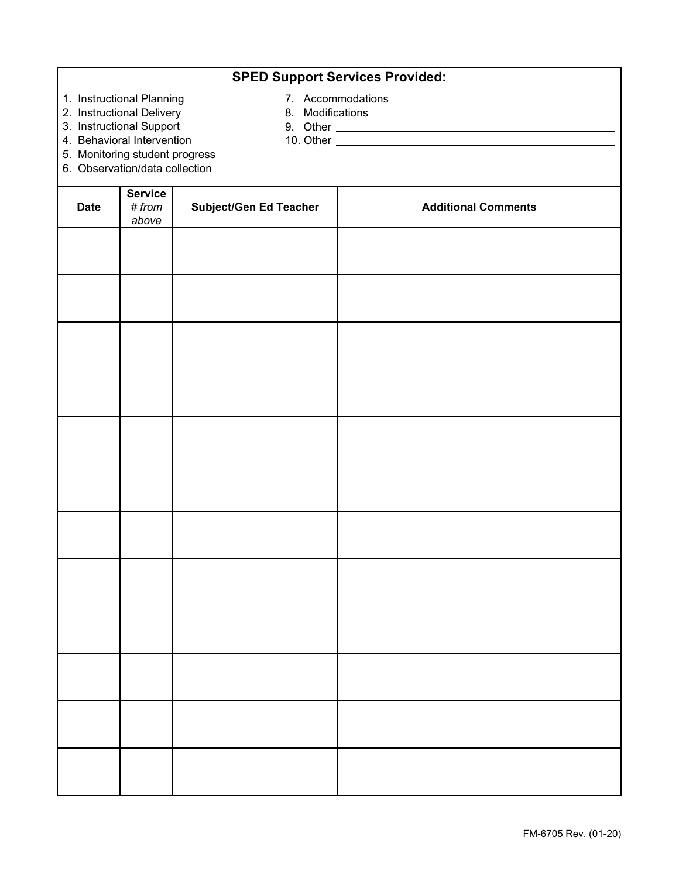## SPED Support Services Provided:

1. Instructional Planning
2. Instructional Delivery
3. Instructional Support
4. Behavioral Intervention
5. Monitoring student progress
6. Observation/data collection
7. Accommodations
8. Modifications
9. Other ______________________________
10. Other ______________________________

| Date | Service *# from above* | Subject/Gen Ed Teacher | Additional Comments |
|---|---|---|---|
| | | | |
| | | | |
| | | | |
| | | | |
| | | | |
| | | | |
| | | | |
| | | | |
| | | | |
| | | | |
| | | | |
| | | | |

FM-6705 Rev. (01-20)